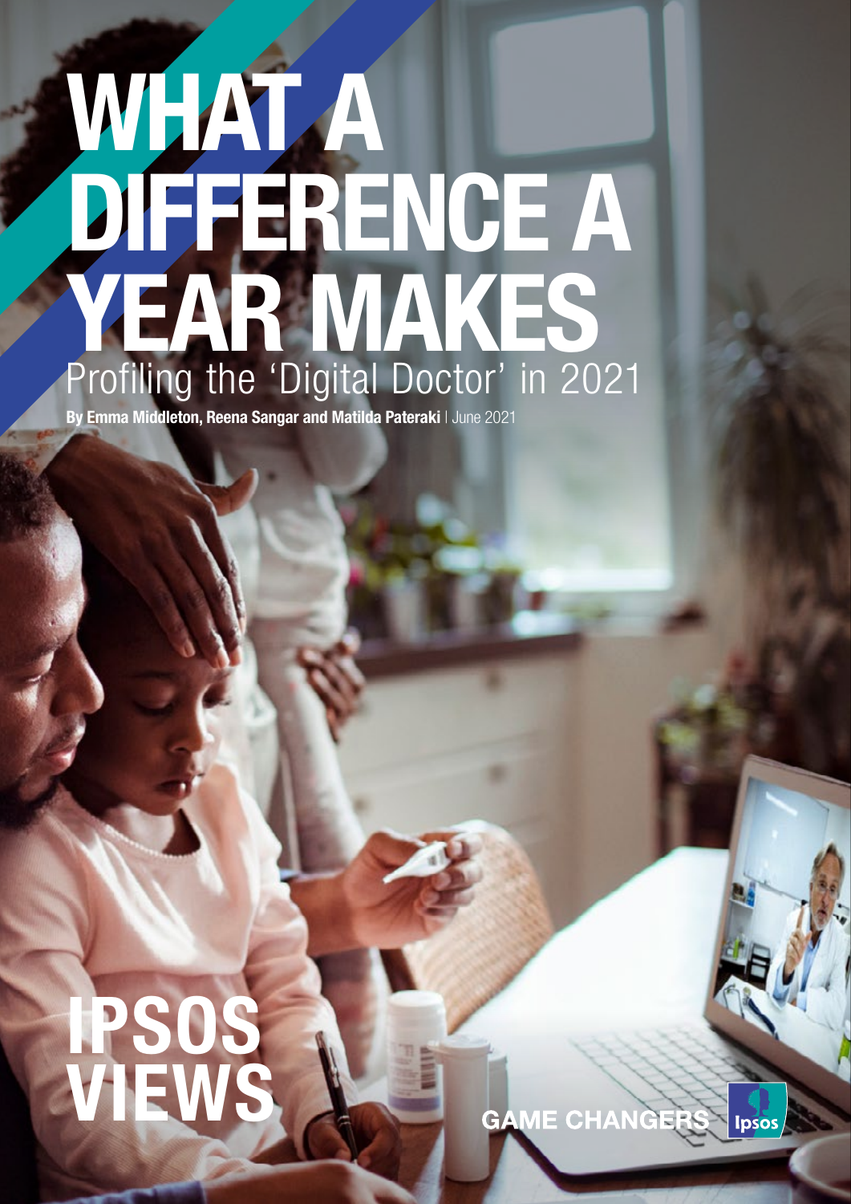# WHAT A DIFFERENCE A YEAR MAKES

## Profiling the 'Digital Doctor' in 2021

**By Emma Middleton, Reena Sangar and Matilda Pateraki** | June 2021

IPSOS VIEWS

GAME CHANGERS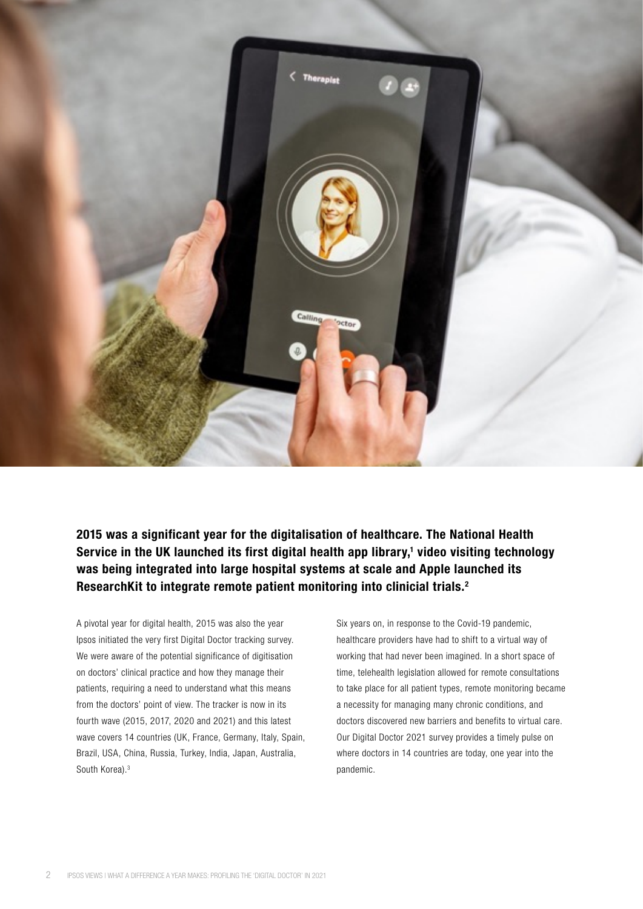**2015 was a significant year for the digitalisation of healthcare. The National Health Service in the UK launched its first digital health app library,[1] video visiting technology was being integrated into large hospital systems at scale and Apple launched its ResearchKit to integrate remote patient monitoring into clinicial trials.[2]**

A pivotal year for digital health, 2015 was also the year Ipsos initiated the very first Digital Doctor tracking survey. We were aware of the potential significance of digitisation on doctors' clinical practice and how they manage their patients, requiring a need to understand what this means from the doctors' point of view. The tracker is now in its fourth wave (2015, 2017, 2020 and 2021) and this latest wave covers 14 countries (UK, France, Germany, Italy, Spain, Brazil, USA, China, Russia, Turkey, India, Japan, Australia, South Korea).[3]

Six years on, in response to the Covid-19 pandemic, healthcare providers have had to shift to a virtual way of working that had never been imagined. In a short space of time, telehealth legislation allowed for remote consultations to take place for all patient types, remote monitoring became a necessity for managing many chronic conditions, and doctors discovered new barriers and benefits to virtual care. Our Digital Doctor 2021 survey provides a timely pulse on where doctors in 14 countries are today, one year into the pandemic.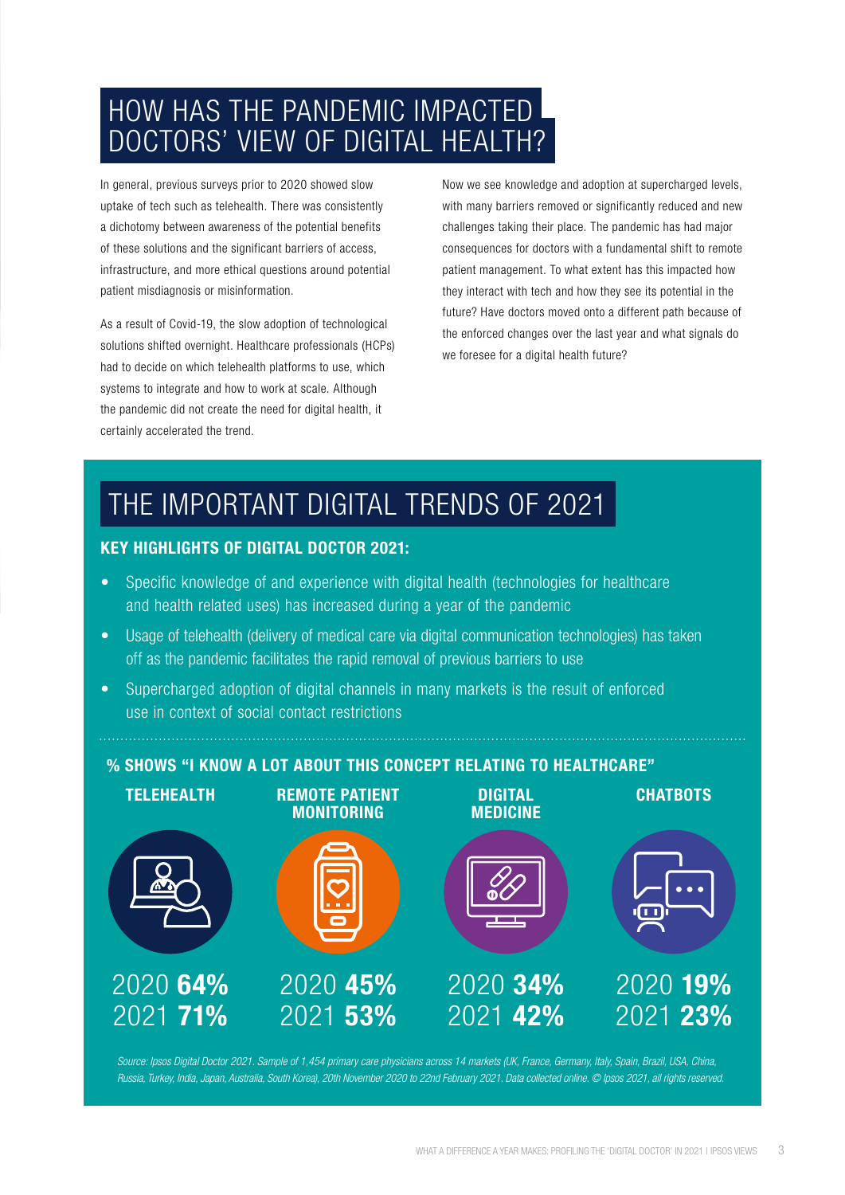# HOW HAS THE PANDEMIC IMPACTED DOCTORS' VIEW OF DIGITAL HEALTH?

In general, previous surveys prior to 2020 showed slow uptake of tech such as telehealth. There was consistently a dichotomy between awareness of the potential benefits of these solutions and the significant barriers of access, infrastructure, and more ethical questions around potential patient misdiagnosis or misinformation.

As a result of Covid-19, the slow adoption of technological solutions shifted overnight. Healthcare professionals (HCPs) had to decide on which telehealth platforms to use, which systems to integrate and how to work at scale. Although the pandemic did not create the need for digital health, it certainly accelerated the trend.

Now we see knowledge and adoption at supercharged levels, with many barriers removed or significantly reduced and new challenges taking their place. The pandemic has had major consequences for doctors with a fundamental shift to remote patient management. To what extent has this impacted how they interact with tech and how they see its potential in the future? Have doctors moved onto a different path because of the enforced changes over the last year and what signals do we foresee for a digital health future?

# THE IMPORTANT DIGITAL TRENDS OF 2021

### KEY HIGHLIGHTS OF DIGITAL DOCTOR 2021:

- Specific knowledge of and experience with digital health (technologies for healthcare and health related uses) has increased during a year of the pandemic
- Usage of telehealth (delivery of medical care via digital communication technologies) has taken off as the pandemic facilitates the rapid removal of previous barriers to use
- Supercharged adoption of digital channels in many markets is the result of enforced use in context of social contact restrictions

### % SHOWS "I KNOW A LOT ABOUT THIS CONCEPT RELATING TO HEALTHCARE"

| | TELEHEALTH | REMOTE PATIENT MONITORING | DIGITAL MEDICINE | CHATBOTS |
|---|---|---|---|---|
| 2020 | **64%** | **45%** | **34%** | **19%** |
| 2021 | **71%** | **53%** | **42%** | **23%** |

*Source: Ipsos Digital Doctor 2021. Sample of 1,454 primary care physicians across 14 markets (UK, France, Germany, Italy, Spain, Brazil, USA, China, Russia, Turkey, India, Japan, Australia, South Korea), 20th November 2020 to 22nd February 2021. Data collected online. © Ipsos 2021, all rights reserved.*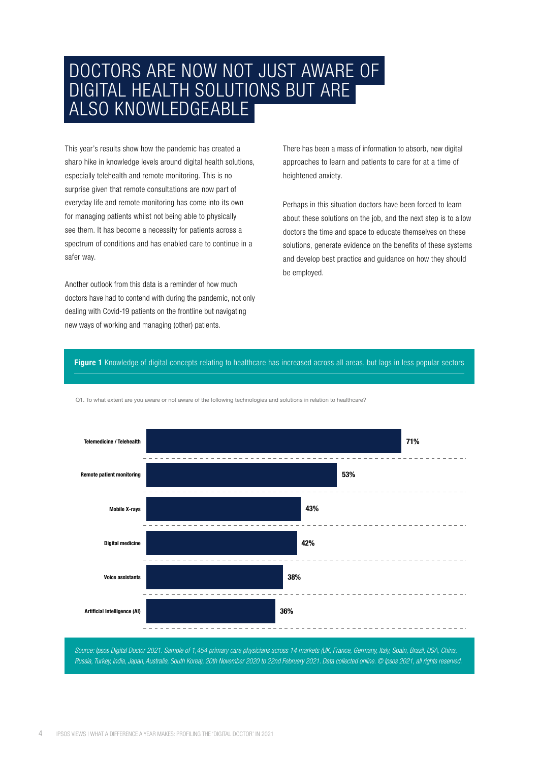# DOCTORS ARE NOW NOT JUST AWARE OF DIGITAL HEALTH SOLUTIONS BUT ARE ALSO KNOWLEDGEABLE

This year's results show how the pandemic has created a sharp hike in knowledge levels around digital health solutions, especially telehealth and remote monitoring. This is no surprise given that remote consultations are now part of everyday life and remote monitoring has come into its own for managing patients whilst not being able to physically see them. It has become a necessity for patients across a spectrum of conditions and has enabled care to continue in a safer way.

Another outlook from this data is a reminder of how much doctors have had to contend with during the pandemic, not only dealing with Covid-19 patients on the frontline but navigating new ways of working and managing (other) patients.

There has been a mass of information to absorb, new digital approaches to learn and patients to care for at a time of heightened anxiety.

Perhaps in this situation doctors have been forced to learn about these solutions on the job, and the next step is to allow doctors the time and space to educate themselves on these solutions, generate evidence on the benefits of these systems and develop best practice and guidance on how they should be employed.

**Figure 1** Knowledge of digital concepts relating to healthcare has increased across all areas, but lags in less popular sectors

Q1. To what extent are you aware or not aware of the following technologies and solutions in relation to healthcare?

| Technology / Solution | % |
| --- | --- |
| Telemedicine / Telehealth | 71% |
| Remote patient monitoring | 53% |
| Mobile X-rays | 43% |
| Digital medicine | 42% |
| Voice assistants | 38% |
| Artificial Intelligence (AI) | 36% |

*Source: Ipsos Digital Doctor 2021. Sample of 1,454 primary care physicians across 14 markets (UK, France, Germany, Italy, Spain, Brazil, USA, China, Russia, Turkey, India, Japan, Australia, South Korea), 20th November 2020 to 22nd February 2021. Data collected online. © Ipsos 2021, all rights reserved.*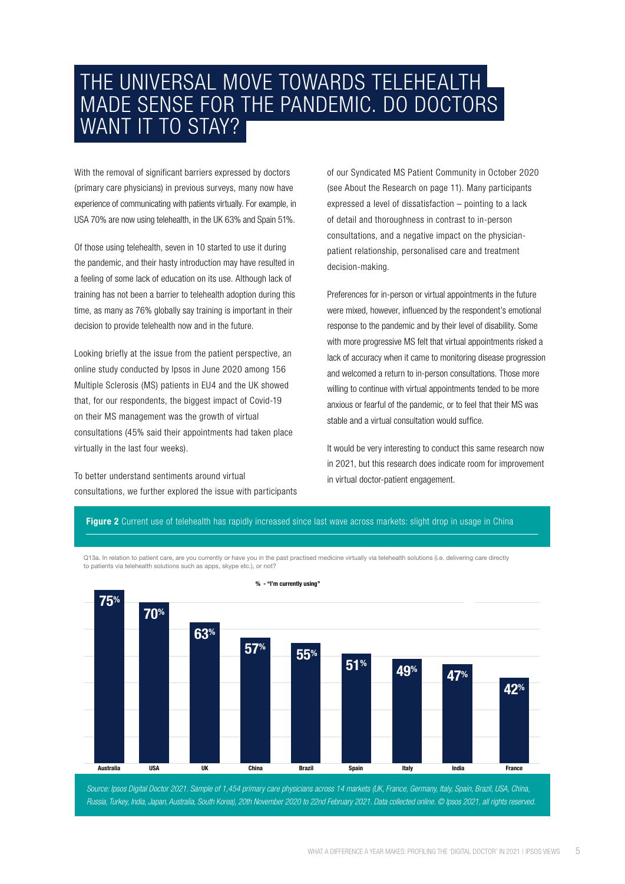# THE UNIVERSAL MOVE TOWARDS TELEHEALTH MADE SENSE FOR THE PANDEMIC. DO DOCTORS WANT IT TO STAY?

With the removal of significant barriers expressed by doctors (primary care physicians) in previous surveys, many now have experience of communicating with patients virtually. For example, in USA 70% are now using telehealth, in the UK 63% and Spain 51%.

Of those using telehealth, seven in 10 started to use it during the pandemic, and their hasty introduction may have resulted in a feeling of some lack of education on its use. Although lack of training has not been a barrier to telehealth adoption during this time, as many as 76% globally say training is important in their decision to provide telehealth now and in the future.

Looking briefly at the issue from the patient perspective, an online study conducted by Ipsos in June 2020 among 156 Multiple Sclerosis (MS) patients in EU4 and the UK showed that, for our respondents, the biggest impact of Covid-19 on their MS management was the growth of virtual consultations (45% said their appointments had taken place virtually in the last four weeks).

To better understand sentiments around virtual consultations, we further explored the issue with participants of our Syndicated MS Patient Community in October 2020 (see About the Research on page 11). Many participants expressed a level of dissatisfaction – pointing to a lack of detail and thoroughness in contrast to in-person consultations, and a negative impact on the physician-patient relationship, personalised care and treatment decision-making.

Preferences for in-person or virtual appointments in the future were mixed, however, influenced by the respondent's emotional response to the pandemic and by their level of disability. Some with more progressive MS felt that virtual appointments risked a lack of accuracy when it came to monitoring disease progression and welcomed a return to in-person consultations. Those more willing to continue with virtual appointments tended to be more anxious or fearful of the pandemic, or to feel that their MS was stable and a virtual consultation would suffice.

It would be very interesting to conduct this same research now in 2021, but this research does indicate room for improvement in virtual doctor-patient engagement.

**Figure 2** Current use of telehealth has rapidly increased since last wave across markets: slight drop in usage in China

Q13a. In relation to patient care, are you currently or have you in the past practised medicine virtually via telehealth solutions (i.e. delivering care directly to patients via telehealth solutions such as apps, skype etc.), or not?

% - "I'm currently using"

| Australia | USA | UK | China | Brazil | Spain | Italy | India | France |
|---|---|---|---|---|---|---|---|---|
| 75% | 70% | 63% | 57% | 55% | 51% | 49% | 47% | 42% |

*Source: Ipsos Digital Doctor 2021. Sample of 1,454 primary care physicians across 14 markets (UK, France, Germany, Italy, Spain, Brazil, USA, China, Russia, Turkey, India, Japan, Australia, South Korea), 20th November 2020 to 22nd February 2021. Data collected online. © Ipsos 2021, all rights reserved.*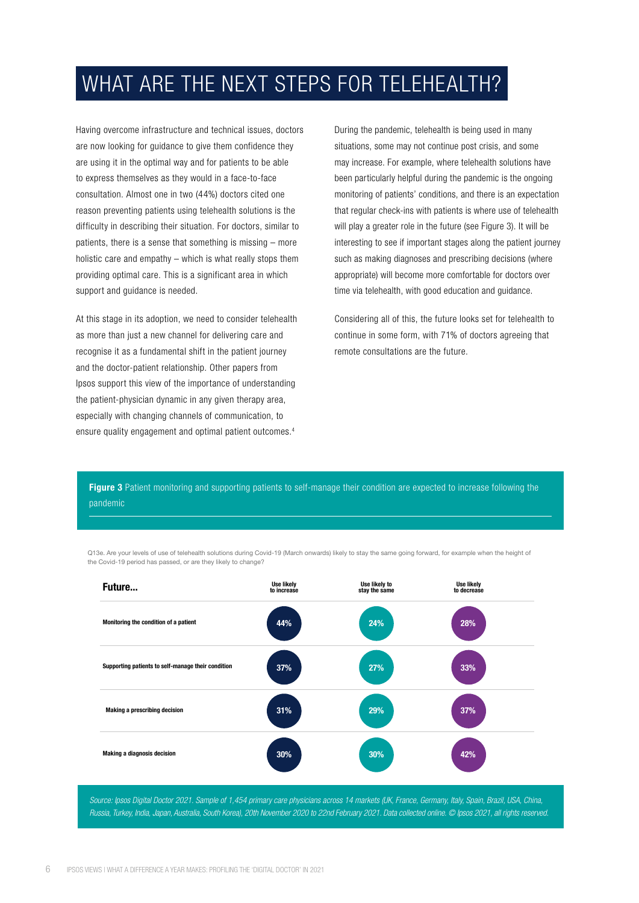# WHAT ARE THE NEXT STEPS FOR TELEHEALTH?

Having overcome infrastructure and technical issues, doctors are now looking for guidance to give them confidence they are using it in the optimal way and for patients to be able to express themselves as they would in a face-to-face consultation. Almost one in two (44%) doctors cited one reason preventing patients using telehealth solutions is the difficulty in describing their situation. For doctors, similar to patients, there is a sense that something is missing – more holistic care and empathy – which is what really stops them providing optimal care. This is a significant area in which support and guidance is needed.

At this stage in its adoption, we need to consider telehealth as more than just a new channel for delivering care and recognise it as a fundamental shift in the patient journey and the doctor-patient relationship. Other papers from Ipsos support this view of the importance of understanding the patient-physician dynamic in any given therapy area, especially with changing channels of communication, to ensure quality engagement and optimal patient outcomes.[4]

During the pandemic, telehealth is being used in many situations, some may not continue post crisis, and some may increase. For example, where telehealth solutions have been particularly helpful during the pandemic is the ongoing monitoring of patients' conditions, and there is an expectation that regular check-ins with patients is where use of telehealth will play a greater role in the future (see Figure 3). It will be interesting to see if important stages along the patient journey such as making diagnoses and prescribing decisions (where appropriate) will become more comfortable for doctors over time via telehealth, with good education and guidance.

Considering all of this, the future looks set for telehealth to continue in some form, with 71% of doctors agreeing that remote consultations are the future.

**Figure 3** Patient monitoring and supporting patients to self-manage their condition are expected to increase following the pandemic

Q13e. Are your levels of use of telehealth solutions during Covid-19 (March onwards) likely to stay the same going forward, for example when the height of the Covid-19 period has passed, or are they likely to change?

| Future... | Use likely to increase | Use likely to stay the same | Use likely to decrease |
|---|---|---|---|
| Monitoring the condition of a patient | 44% | 24% | 28% |
| Supporting patients to self-manage their condition | 37% | 27% | 33% |
| Making a prescribing decision | 31% | 29% | 37% |
| Making a diagnosis decision | 30% | 30% | 42% |

*Source: Ipsos Digital Doctor 2021. Sample of 1,454 primary care physicians across 14 markets (UK, France, Germany, Italy, Spain, Brazil, USA, China, Russia, Turkey, India, Japan, Australia, South Korea), 20th November 2020 to 22nd February 2021. Data collected online. © Ipsos 2021, all rights reserved.*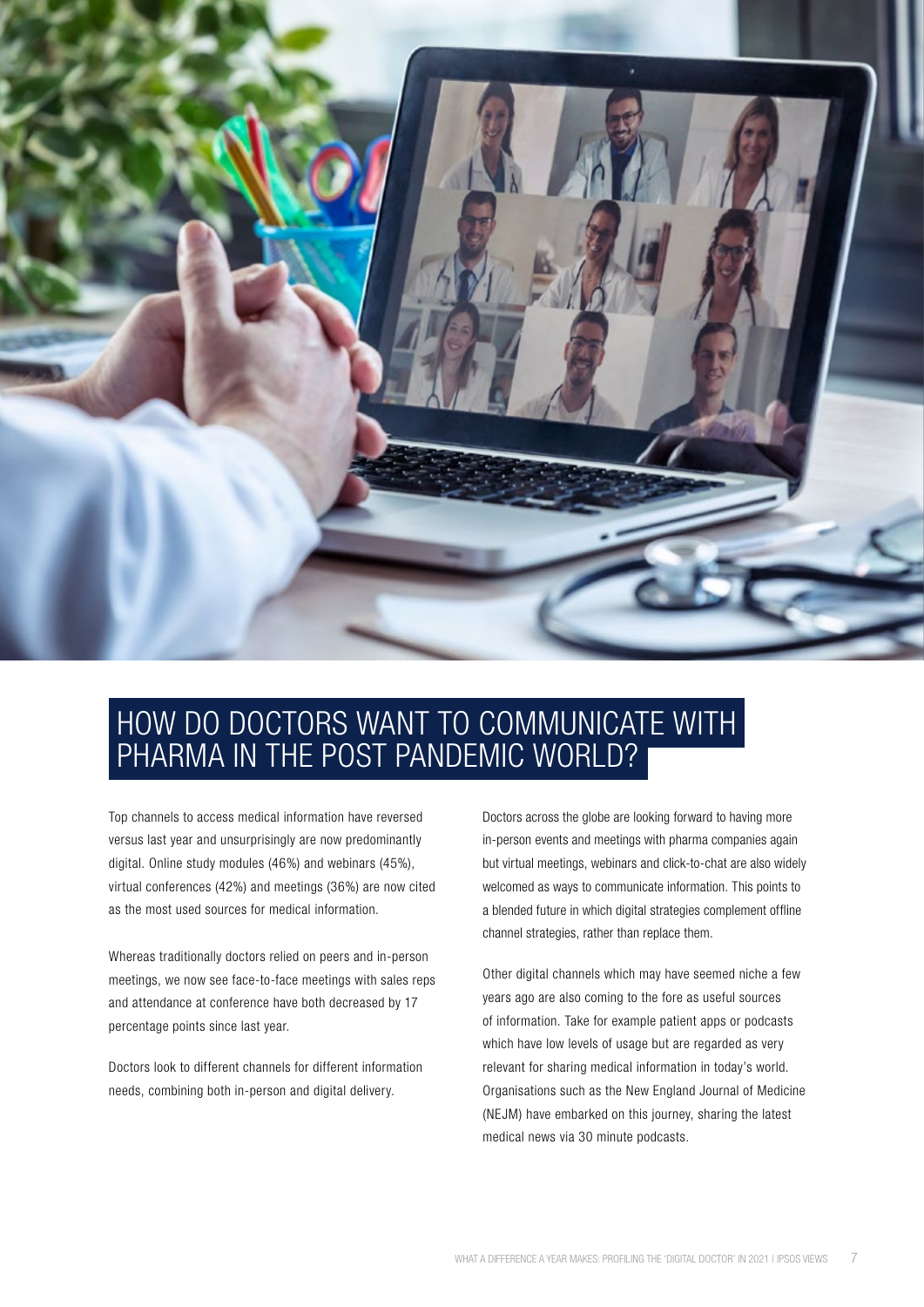## HOW DO DOCTORS WANT TO COMMUNICATE WITH PHARMA IN THE POST PANDEMIC WORLD?

Top channels to access medical information have reversed versus last year and unsurprisingly are now predominantly digital. Online study modules (46%) and webinars (45%), virtual conferences (42%) and meetings (36%) are now cited as the most used sources for medical information.

Whereas traditionally doctors relied on peers and in-person meetings, we now see face-to-face meetings with sales reps and attendance at conference have both decreased by 17 percentage points since last year.

Doctors look to different channels for different information needs, combining both in-person and digital delivery.

Doctors across the globe are looking forward to having more in-person events and meetings with pharma companies again but virtual meetings, webinars and click-to-chat are also widely welcomed as ways to communicate information. This points to a blended future in which digital strategies complement offline channel strategies, rather than replace them.

Other digital channels which may have seemed niche a few years ago are also coming to the fore as useful sources of information. Take for example patient apps or podcasts which have low levels of usage but are regarded as very relevant for sharing medical information in today's world. Organisations such as the New England Journal of Medicine (NEJM) have embarked on this journey, sharing the latest medical news via 30 minute podcasts.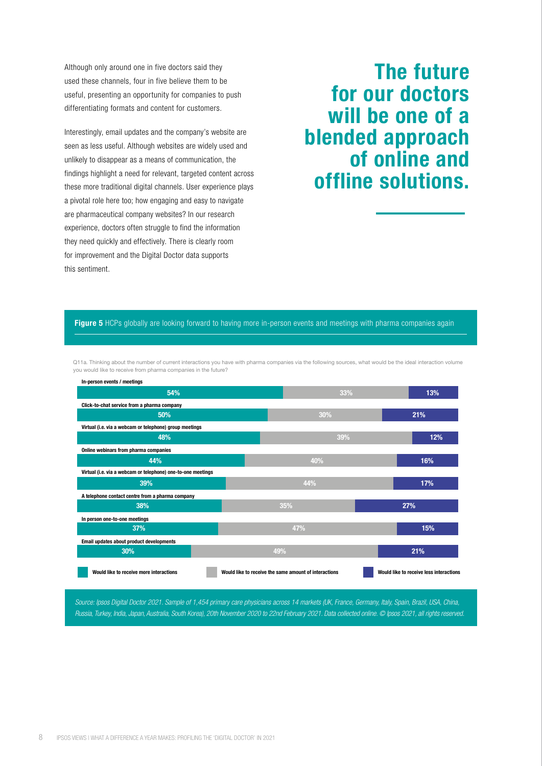Although only around one in five doctors said they used these channels, four in five believe them to be useful, presenting an opportunity for companies to push differentiating formats and content for customers.

Interestingly, email updates and the company's website are seen as less useful. Although websites are widely used and unlikely to disappear as a means of communication, the findings highlight a need for relevant, targeted content across these more traditional digital channels. User experience plays a pivotal role here too; how engaging and easy to navigate are pharmaceutical company websites? In our research experience, doctors often struggle to find the information they need quickly and effectively. There is clearly room for improvement and the Digital Doctor data supports this sentiment.

## The future for our doctors will be one of a blended approach of online and offline solutions.

**Figure 5** HCPs globally are looking forward to having more in-person events and meetings with pharma companies again

Q11a. Thinking about the number of current interactions you have with pharma companies via the following sources, what would be the ideal interaction volume you would like to receive from pharma companies in the future?

| | Would like to receive more interactions | Would like to receive the same amount of interactions | Would like to receive less interactions |
|---|---|---|---|
| In-person events / meetings | 54% | 33% | 13% |
| Click-to-chat service from a pharma company | 50% | 30% | 21% |
| Virtual (i.e. via a webcam or telephone) group meetings | 48% | 39% | 12% |
| Online webinars from pharma companies | 44% | 40% | 16% |
| Virtual (i.e. via a webcam or telephone) one-to-one meetings | 39% | 44% | 17% |
| A telephone contact centre from a pharma company | 38% | 35% | 27% |
| In person one-to-one meetings | 37% | 47% | 15% |
| Email updates about product developments | 30% | 49% | 21% |

*Source: Ipsos Digital Doctor 2021. Sample of 1,454 primary care physicians across 14 markets (UK, France, Germany, Italy, Spain, Brazil, USA, China, Russia, Turkey, India, Japan, Australia, South Korea), 20th November 2020 to 22nd February 2021. Data collected online. © Ipsos 2021, all rights reserved.*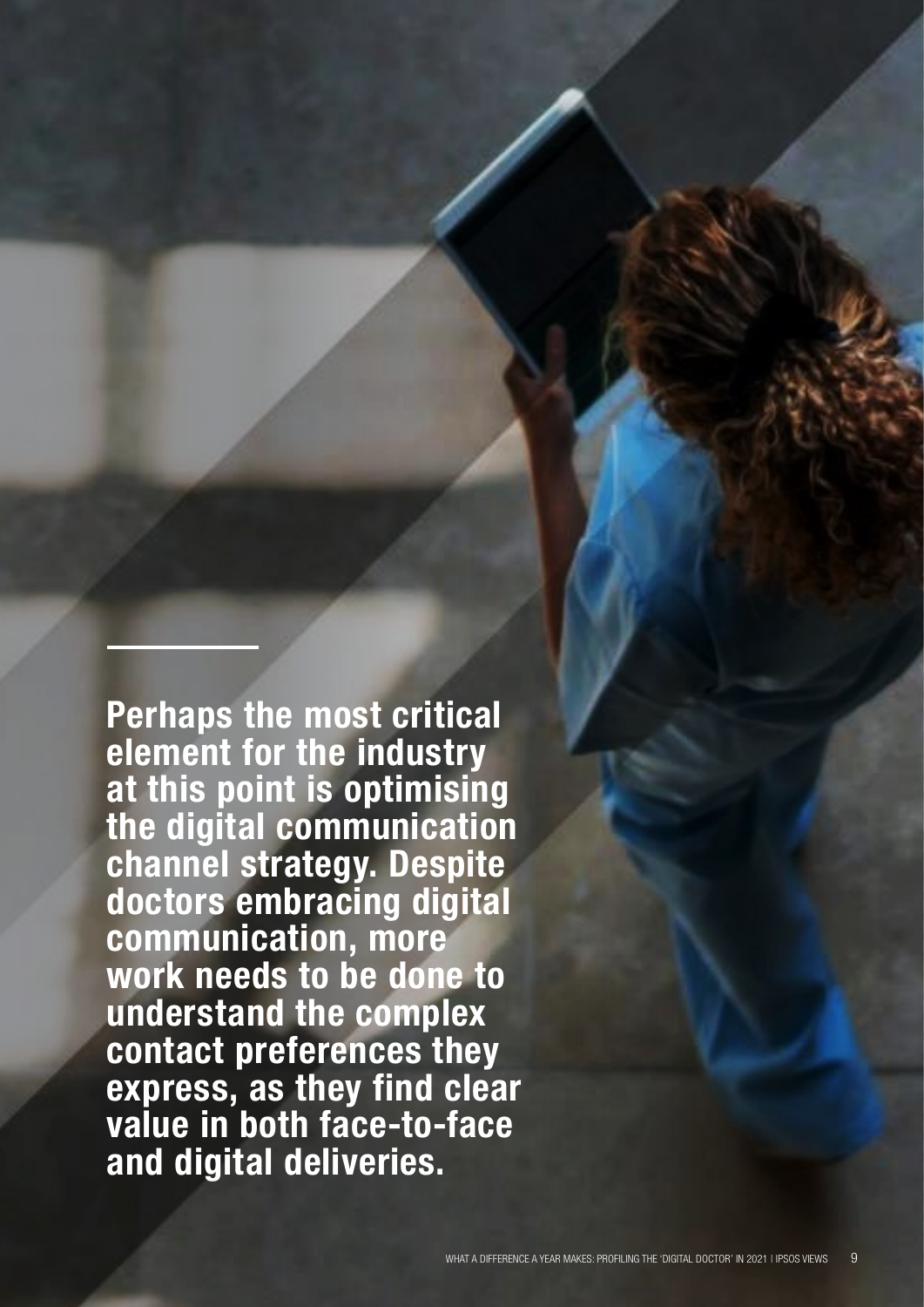**Perhaps the most critical element for the industry at this point is optimising the digital communication channel strategy. Despite doctors embracing digital communication, more work needs to be done to understand the complex contact preferences they express, as they find clear value in both face-to-face and digital deliveries.**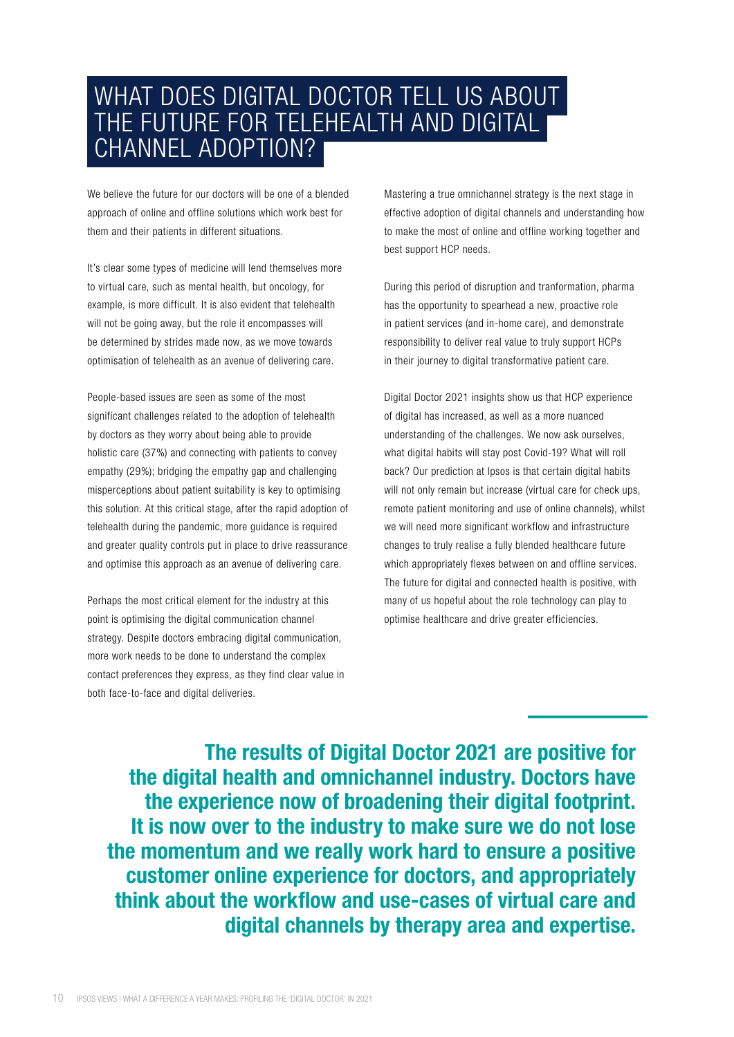# WHAT DOES DIGITAL DOCTOR TELL US ABOUT THE FUTURE FOR TELEHEALTH AND DIGITAL CHANNEL ADOPTION?

We believe the future for our doctors will be one of a blended approach of online and offline solutions which work best for them and their patients in different situations.

It's clear some types of medicine will lend themselves more to virtual care, such as mental health, but oncology, for example, is more difficult. It is also evident that telehealth will not be going away, but the role it encompasses will be determined by strides made now, as we move towards optimisation of telehealth as an avenue of delivering care.

People-based issues are seen as some of the most significant challenges related to the adoption of telehealth by doctors as they worry about being able to provide holistic care (37%) and connecting with patients to convey empathy (29%); bridging the empathy gap and challenging misperceptions about patient suitability is key to optimising this solution. At this critical stage, after the rapid adoption of telehealth during the pandemic, more guidance is required and greater quality controls put in place to drive reassurance and optimise this approach as an avenue of delivering care.

Perhaps the most critical element for the industry at this point is optimising the digital communication channel strategy. Despite doctors embracing digital communication, more work needs to be done to understand the complex contact preferences they express, as they find clear value in both face-to-face and digital deliveries.

Mastering a true omnichannel strategy is the next stage in effective adoption of digital channels and understanding how to make the most of online and offline working together and best support HCP needs.

During this period of disruption and tranformation, pharma has the opportunity to spearhead a new, proactive role in patient services (and in-home care), and demonstrate responsibility to deliver real value to truly support HCPs in their journey to digital transformative patient care.

Digital Doctor 2021 insights show us that HCP experience of digital has increased, as well as a more nuanced understanding of the challenges. We now ask ourselves, what digital habits will stay post Covid-19? What will roll back? Our prediction at Ipsos is that certain digital habits will not only remain but increase (virtual care for check ups, remote patient monitoring and use of online channels), whilst we will need more significant workflow and infrastructure changes to truly realise a fully blended healthcare future which appropriately flexes between on and offline services. The future for digital and connected health is positive, with many of us hopeful about the role technology can play to optimise healthcare and drive greater efficiencies.

**The results of Digital Doctor 2021 are positive for the digital health and omnichannel industry. Doctors have the experience now of broadening their digital footprint. It is now over to the industry to make sure we do not lose the momentum and we really work hard to ensure a positive customer online experience for doctors, and appropriately think about the workflow and use-cases of virtual care and digital channels by therapy area and expertise.**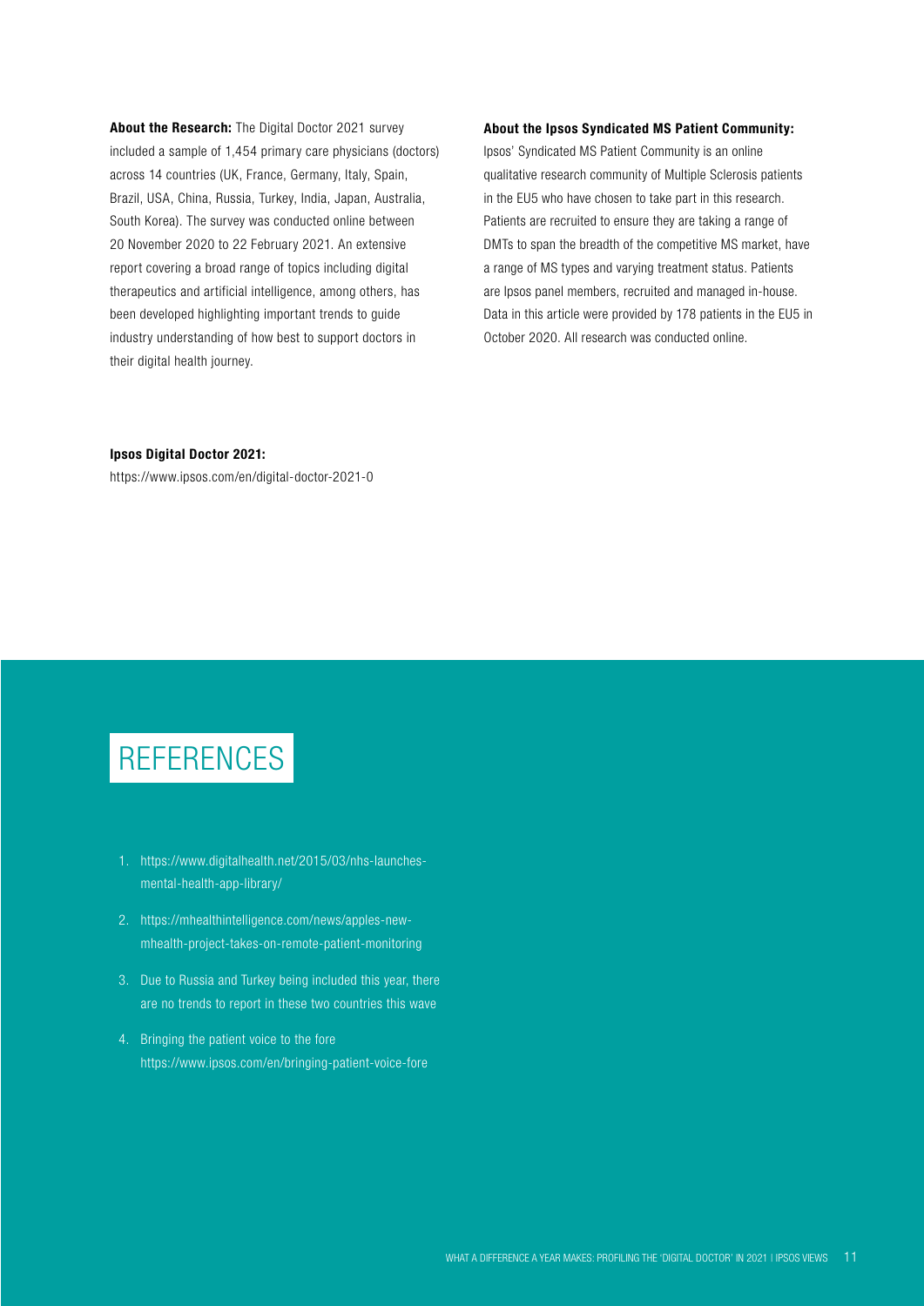**About the Research:** The Digital Doctor 2021 survey included a sample of 1,454 primary care physicians (doctors) across 14 countries (UK, France, Germany, Italy, Spain, Brazil, USA, China, Russia, Turkey, India, Japan, Australia, South Korea). The survey was conducted online between 20 November 2020 to 22 February 2021. An extensive report covering a broad range of topics including digital therapeutics and artificial intelligence, among others, has been developed highlighting important trends to guide industry understanding of how best to support doctors in their digital health journey.

**About the Ipsos Syndicated MS Patient Community:**
Ipsos' Syndicated MS Patient Community is an online qualitative research community of Multiple Sclerosis patients in the EU5 who have chosen to take part in this research. Patients are recruited to ensure they are taking a range of DMTs to span the breadth of the competitive MS market, have a range of MS types and varying treatment status. Patients are Ipsos panel members, recruited and managed in-house. Data in this article were provided by 178 patients in the EU5 in October 2020. All research was conducted online.

**Ipsos Digital Doctor 2021:**
https://www.ipsos.com/en/digital-doctor-2021-0

## REFERENCES

1. https://www.digitalhealth.net/2015/03/nhs-launches-mental-health-app-library/
2. https://mhealthintelligence.com/news/apples-new-mhealth-project-takes-on-remote-patient-monitoring
3. Due to Russia and Turkey being included this year, there are no trends to report in these two countries this wave
4. Bringing the patient voice to the fore https://www.ipsos.com/en/bringing-patient-voice-fore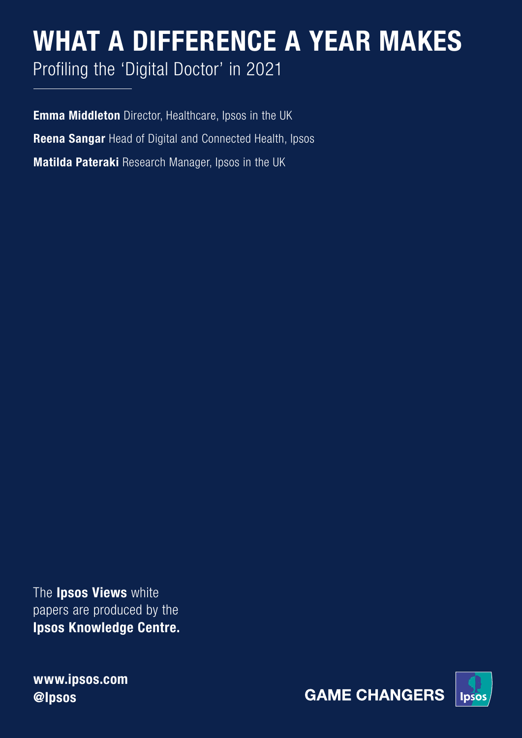# WHAT A DIFFERENCE A YEAR MAKES

Profiling the 'Digital Doctor' in 2021

**Emma Middleton** Director, Healthcare, Ipsos in the UK

**Reena Sangar** Head of Digital and Connected Health, Ipsos

**Matilda Pateraki** Research Manager, Ipsos in the UK

The **Ipsos Views** white papers are produced by the **Ipsos Knowledge Centre.**

**www.ipsos.com**
**@Ipsos**

**GAME CHANGERS**